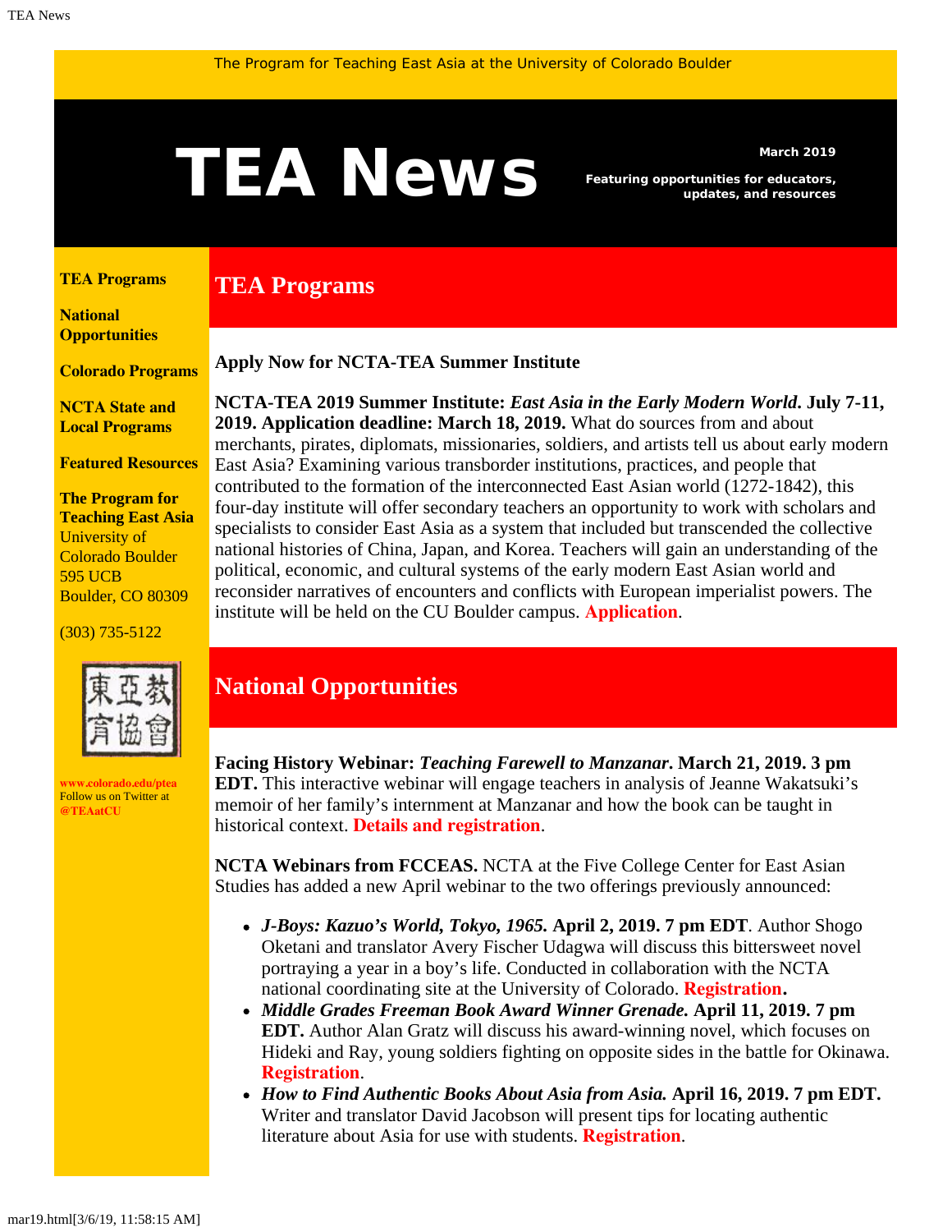The Program for Teaching East Asia at the University of Colorado Boulder

# TEA News

**March 2019**

**Featuring opportunities for educators, updates, and resources**

**TEA Programs**

**National Opportunities**

**Colorado Programs**

**NCTA State and Local Programs**

**Featured Resources**

**The Program for Teaching East Asia**
University of Colorado Boulder
595 UCB
Boulder, CO 80309

(303) 735-5122

東亞教育協會

**www.colorado.edu/ptea**
Follow us on Twitter at **@TEAatCU**

## TEA Programs

**Apply Now for NCTA-TEA Summer Institute**

**NCTA-TEA 2019 Summer Institute:** ***East Asia in the Early Modern World*****. July 7-11, 2019. Application deadline: March 18, 2019.** What do sources from and about merchants, pirates, diplomats, missionaries, soldiers, and artists tell us about early modern East Asia? Examining various transborder institutions, practices, and people that contributed to the formation of the interconnected East Asian world (1272-1842), this four-day institute will offer secondary teachers an opportunity to work with scholars and specialists to consider East Asia as a system that included but transcended the collective national histories of China, Japan, and Korea. Teachers will gain an understanding of the political, economic, and cultural systems of the early modern East Asian world and reconsider narratives of encounters and conflicts with European imperialist powers. The institute will be held on the CU Boulder campus. **Application**.

## National Opportunities

**Facing History Webinar:** ***Teaching Farewell to Manzanar*****. March 21, 2019. 3 pm EDT.** This interactive webinar will engage teachers in analysis of Jeanne Wakatsuki's memoir of her family's internment at Manzanar and how the book can be taught in historical context. **Details and registration**.

**NCTA Webinars from FCCEAS.** NCTA at the Five College Center for East Asian Studies has added a new April webinar to the two offerings previously announced:

- ***J-Boys: Kazuo's World, Tokyo, 1965.*** **April 2, 2019. 7 pm EDT**. Author Shogo Oketani and translator Avery Fischer Udagwa will discuss this bittersweet novel portraying a year in a boy's life. Conducted in collaboration with the NCTA national coordinating site at the University of Colorado. **Registration.**
- ***Middle Grades Freeman Book Award Winner Grenade.*** **April 11, 2019. 7 pm EDT.** Author Alan Gratz will discuss his award-winning novel, which focuses on Hideki and Ray, young soldiers fighting on opposite sides in the battle for Okinawa. **Registration**.
- ***How to Find Authentic Books About Asia from Asia.*** **April 16, 2019. 7 pm EDT.** Writer and translator David Jacobson will present tips for locating authentic literature about Asia for use with students. **Registration**.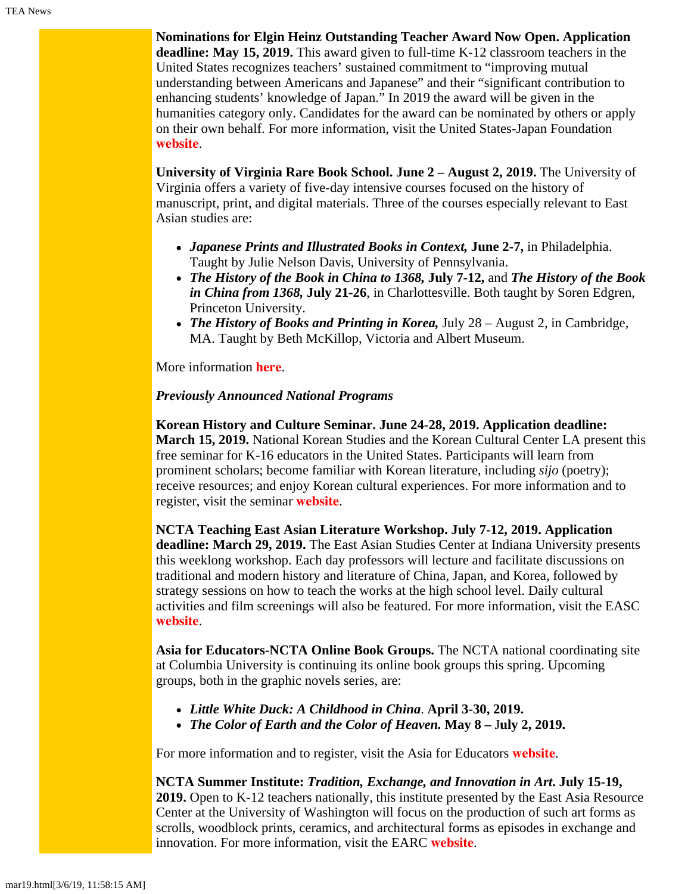**Nominations for Elgin Heinz Outstanding Teacher Award Now Open. Application deadline: May 15, 2019.** This award given to full-time K-12 classroom teachers in the United States recognizes teachers' sustained commitment to "improving mutual understanding between Americans and Japanese" and their "significant contribution to enhancing students' knowledge of Japan." In 2019 the award will be given in the humanities category only. Candidates for the award can be nominated by others or apply on their own behalf. For more information, visit the United States-Japan Foundation **website**.

**University of Virginia Rare Book School. June 2 – August 2, 2019.** The University of Virginia offers a variety of five-day intensive courses focused on the history of manuscript, print, and digital materials. Three of the courses especially relevant to East Asian studies are:

- ***Japanese Prints and Illustrated Books in Context,* June 2-7,** in Philadelphia. Taught by Julie Nelson Davis, University of Pennsylvania.
- ***The History of the Book in China to 1368,* July 7-12,** and ***The History of the Book in China from 1368,* July 21-26**, in Charlottesville. Both taught by Soren Edgren, Princeton University.
- ***The History of Books and Printing in Korea,*** July 28 – August 2, in Cambridge, MA. Taught by Beth McKillop, Victoria and Albert Museum.

More information **here**.

***Previously Announced National Programs***

**Korean History and Culture Seminar. June 24-28, 2019. Application deadline: March 15, 2019.** National Korean Studies and the Korean Cultural Center LA present this free seminar for K-16 educators in the United States. Participants will learn from prominent scholars; become familiar with Korean literature, including *sijo* (poetry); receive resources; and enjoy Korean cultural experiences. For more information and to register, visit the seminar **website**.

**NCTA Teaching East Asian Literature Workshop. July 7-12, 2019. Application deadline: March 29, 2019.** The East Asian Studies Center at Indiana University presents this weeklong workshop. Each day professors will lecture and facilitate discussions on traditional and modern history and literature of China, Japan, and Korea, followed by strategy sessions on how to teach the works at the high school level. Daily cultural activities and film screenings will also be featured. For more information, visit the EASC **website**.

**Asia for Educators-NCTA Online Book Groups.** The NCTA national coordinating site at Columbia University is continuing its online book groups this spring. Upcoming groups, both in the graphic novels series, are:

- ***Little White Duck: A Childhood in China*. April 3-30, 2019.**
- ***The Color of Earth and the Color of Heaven.* May 8 – July 2, 2019.**

For more information and to register, visit the Asia for Educators **website**.

**NCTA Summer Institute: *Tradition, Exchange, and Innovation in Art*. July 15-19, 2019.** Open to K-12 teachers nationally, this institute presented by the East Asia Resource Center at the University of Washington will focus on the production of such art forms as scrolls, woodblock prints, ceramics, and architectural forms as episodes in exchange and innovation. For more information, visit the EARC **website**.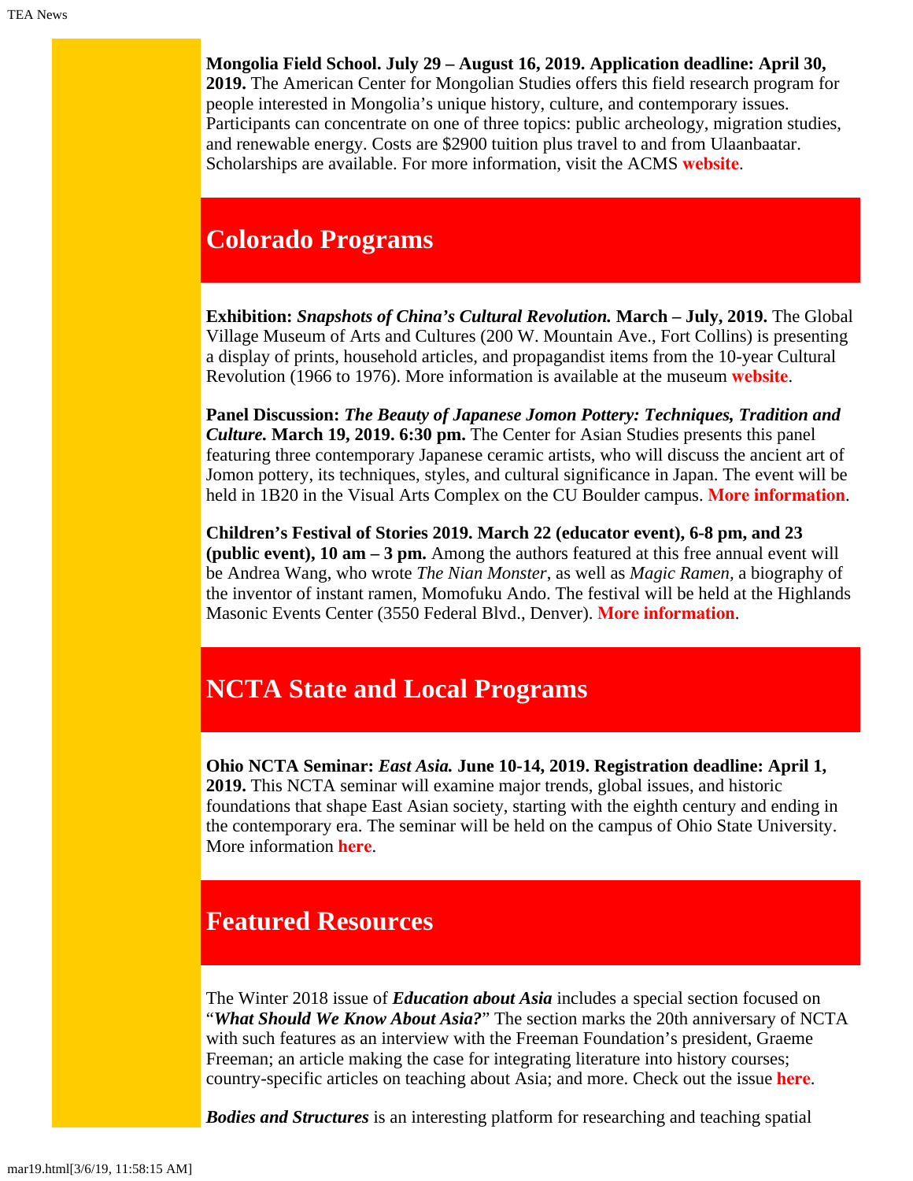**Mongolia Field School. July 29 – August 16, 2019. Application deadline: April 30, 2019.** The American Center for Mongolian Studies offers this field research program for people interested in Mongolia's unique history, culture, and contemporary issues. Participants can concentrate on one of three topics: public archeology, migration studies, and renewable energy. Costs are $2900 tuition plus travel to and from Ulaanbaatar. Scholarships are available. For more information, visit the ACMS **website**.

## Colorado Programs

**Exhibition: *Snapshots of China's Cultural Revolution.* March – July, 2019.** The Global Village Museum of Arts and Cultures (200 W. Mountain Ave., Fort Collins) is presenting a display of prints, household articles, and propagandist items from the 10-year Cultural Revolution (1966 to 1976). More information is available at the museum **website**.

**Panel Discussion: *The Beauty of Japanese Jomon Pottery: Techniques, Tradition and Culture.* March 19, 2019. 6:30 pm.** The Center for Asian Studies presents this panel featuring three contemporary Japanese ceramic artists, who will discuss the ancient art of Jomon pottery, its techniques, styles, and cultural significance in Japan. The event will be held in 1B20 in the Visual Arts Complex on the CU Boulder campus. **More information**.

**Children's Festival of Stories 2019. March 22 (educator event), 6-8 pm, and 23 (public event), 10 am – 3 pm.** Among the authors featured at this free annual event will be Andrea Wang, who wrote *The Nian Monster*, as well as *Magic Ramen,* a biography of the inventor of instant ramen, Momofuku Ando. The festival will be held at the Highlands Masonic Events Center (3550 Federal Blvd., Denver). **More information**.

## NCTA State and Local Programs

**Ohio NCTA Seminar: *East Asia.* June 10-14, 2019. Registration deadline: April 1, 2019.** This NCTA seminar will examine major trends, global issues, and historic foundations that shape East Asian society, starting with the eighth century and ending in the contemporary era. The seminar will be held on the campus of Ohio State University. More information **here**.

## Featured Resources

The Winter 2018 issue of ***Education about Asia*** includes a special section focused on "***What Should We Know About Asia?***" The section marks the 20th anniversary of NCTA with such features as an interview with the Freeman Foundation's president, Graeme Freeman; an article making the case for integrating literature into history courses; country-specific articles on teaching about Asia; and more. Check out the issue **here**.

***Bodies and Structures*** is an interesting platform for researching and teaching spatial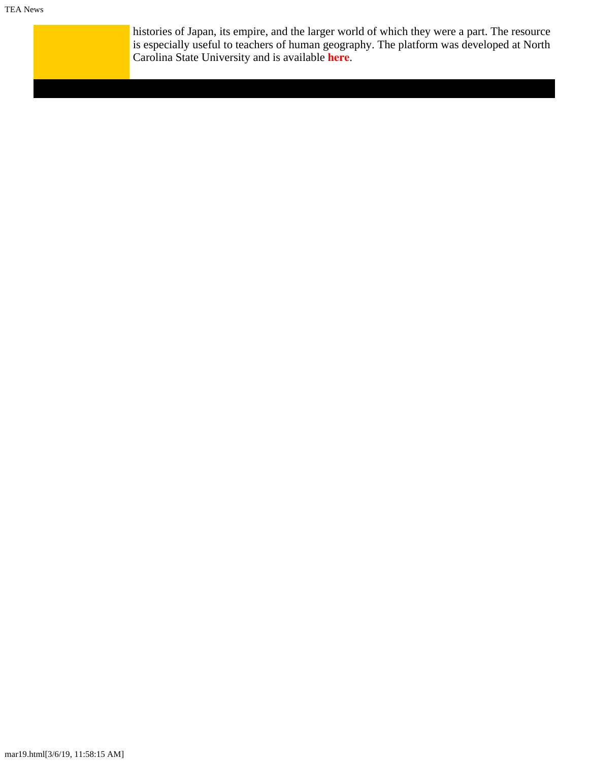histories of Japan, its empire, and the larger world of which they were a part. The resource is especially useful to teachers of human geography. The platform was developed at North Carolina State University and is available **here**.